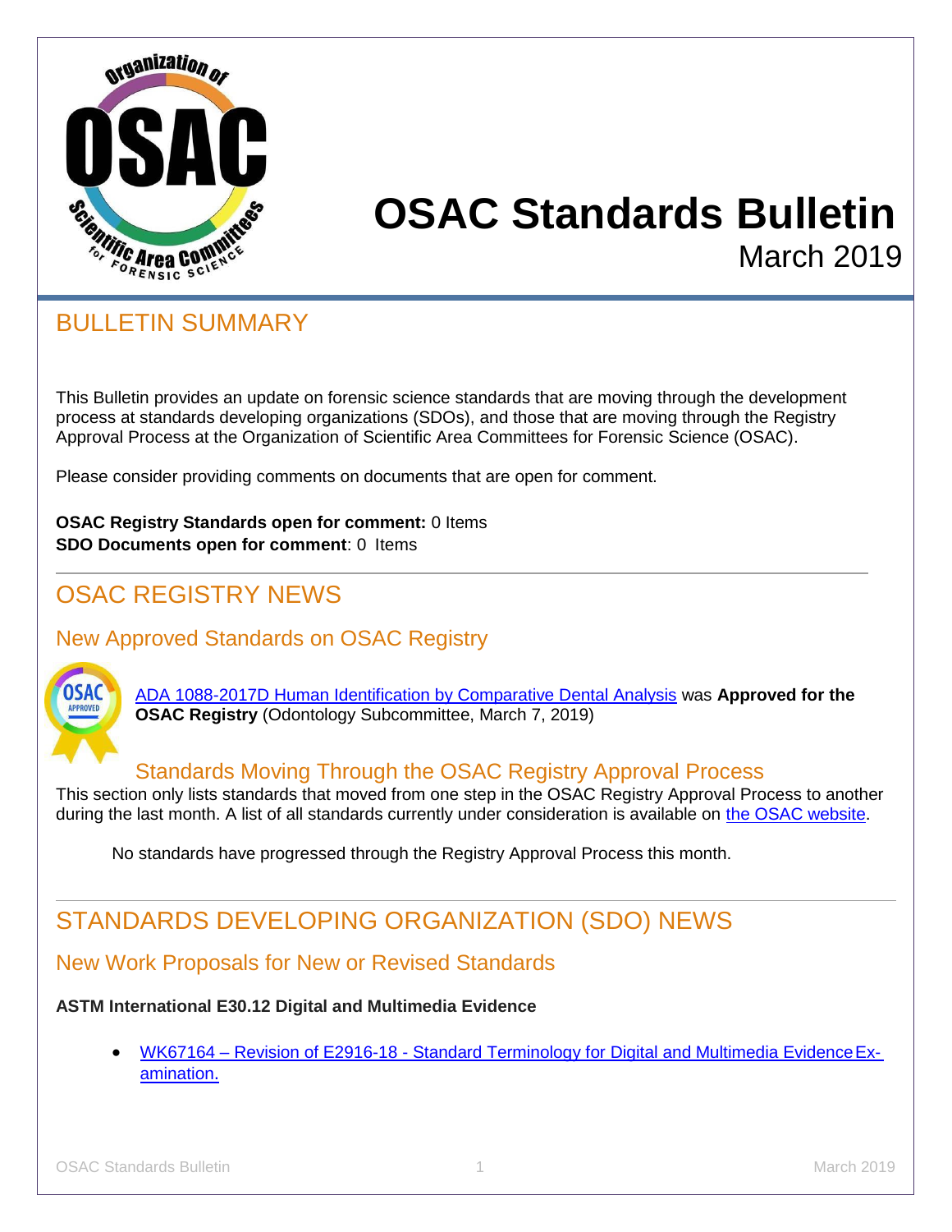# OSAC Standards Bulletin

March 2019

## BULLETIN SUMMARY

This Bulletin provides an update on forensic science standards that are moving through the development process at standards developing organizations (SDOs), and those that are moving through the Registry Approval Process at the Organization of Scientific Area Committees for Forensic Science (OSAC).

Please consider providing comments on documents that are open for comment.

**OSAC Registry Standards open for comment:** 0 Items
**SDO Documents open for comment**: 0 Items

## OSAC REGISTRY NEWS

### New Approved Standards on OSAC Registry

ADA 1088-2017D Human Identification by Comparative Dental Analysis was **Approved for the OSAC Registry** (Odontology Subcommittee, March 7, 2019)

### Standards Moving Through the OSAC Registry Approval Process

This section only lists standards that moved from one step in the OSAC Registry Approval Process to another during the last month. A list of all standards currently under consideration is available on the OSAC website.

No standards have progressed through the Registry Approval Process this month.

## STANDARDS DEVELOPING ORGANIZATION (SDO) NEWS

### New Work Proposals for New or Revised Standards

**ASTM International E30.12 Digital and Multimedia Evidence**

- WK67164 – Revision of E2916-18 - Standard Terminology for Digital and Multimedia Evidence Examination.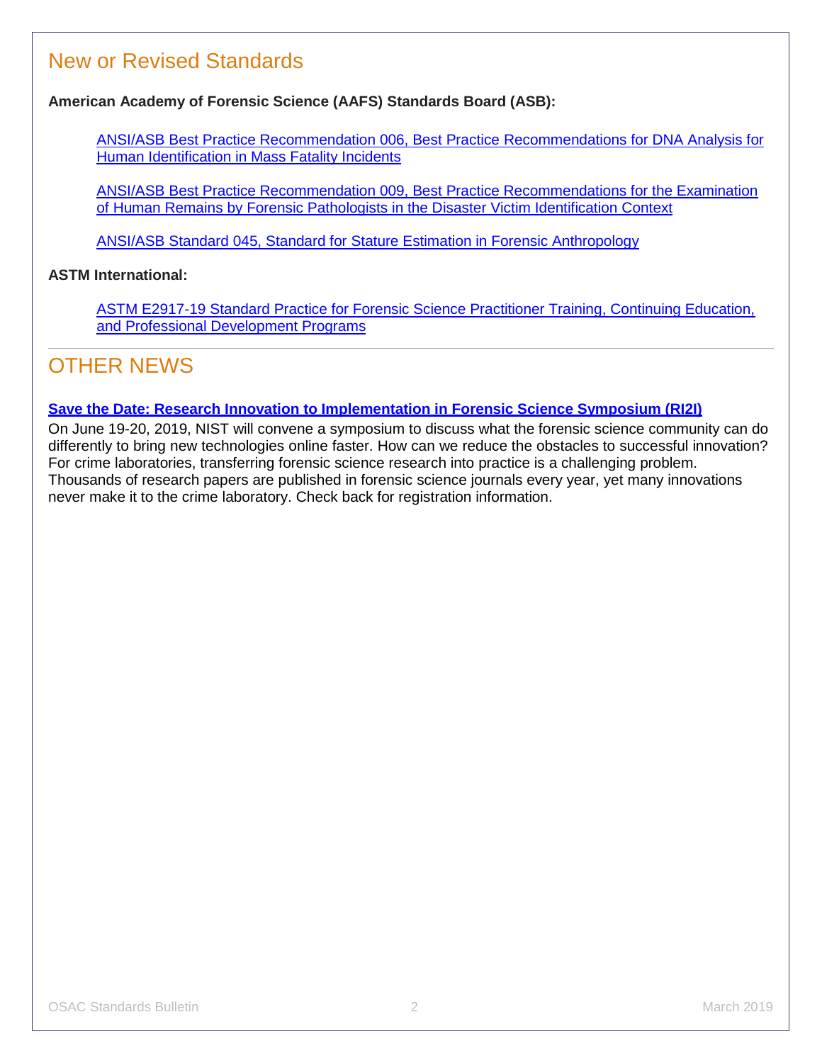## New or Revised Standards

**American Academy of Forensic Science (AAFS) Standards Board (ASB):**

ANSI/ASB Best Practice Recommendation 006, Best Practice Recommendations for DNA Analysis for Human Identification in Mass Fatality Incidents

ANSI/ASB Best Practice Recommendation 009, Best Practice Recommendations for the Examination of Human Remains by Forensic Pathologists in the Disaster Victim Identification Context

ANSI/ASB Standard 045, Standard for Stature Estimation in Forensic Anthropology

**ASTM International:**

ASTM E2917-19 Standard Practice for Forensic Science Practitioner Training, Continuing Education, and Professional Development Programs

---

## OTHER NEWS

**Save the Date: Research Innovation to Implementation in Forensic Science Symposium (RI2I)**

On June 19-20, 2019, NIST will convene a symposium to discuss what the forensic science community can do differently to bring new technologies online faster. How can we reduce the obstacles to successful innovation? For crime laboratories, transferring forensic science research into practice is a challenging problem. Thousands of research papers are published in forensic science journals every year, yet many innovations never make it to the crime laboratory. Check back for registration information.